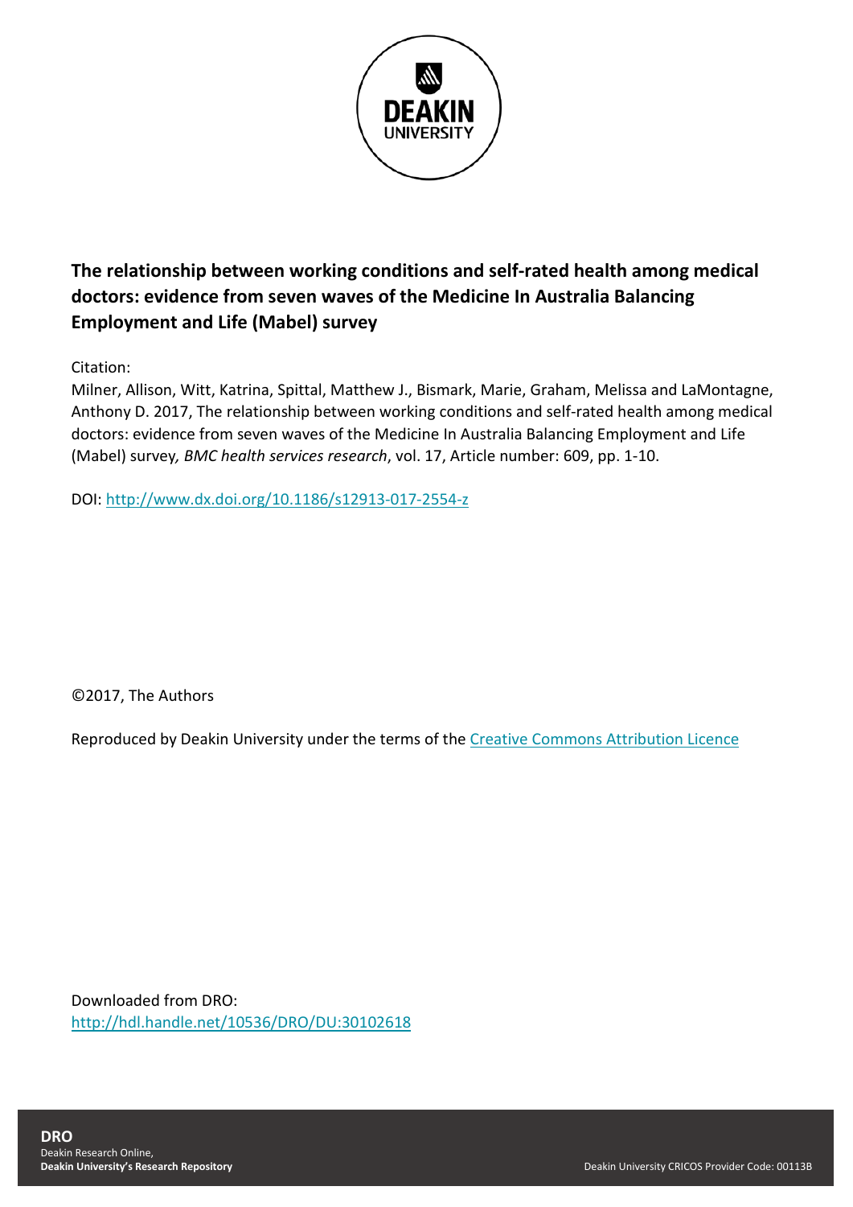# The relationship between working conditions and self-rated health among medical doctors: evidence from seven waves of the Medicine In Australia Balancing Employment and Life (Mabel) survey

Citation:

Milner, Allison, Witt, Katrina, Spittal, Matthew J., Bismark, Marie, Graham, Melissa and LaMontagne, Anthony D. 2017, The relationship between working conditions and self-rated health among medical doctors: evidence from seven waves of the Medicine In Australia Balancing Employment and Life (Mabel) survey, *BMC health services research*, vol. 17, Article number: 609, pp. 1-10.

DOI: http://www.dx.doi.org/10.1186/s12913-017-2554-z

©2017, The Authors

Reproduced by Deakin University under the terms of the Creative Commons Attribution Licence

Downloaded from DRO:
http://hdl.handle.net/10536/DRO/DU:30102618

**DRO**
Deakin Research Online,
**Deakin University's Research Repository**

Deakin University CRICOS Provider Code: 00113B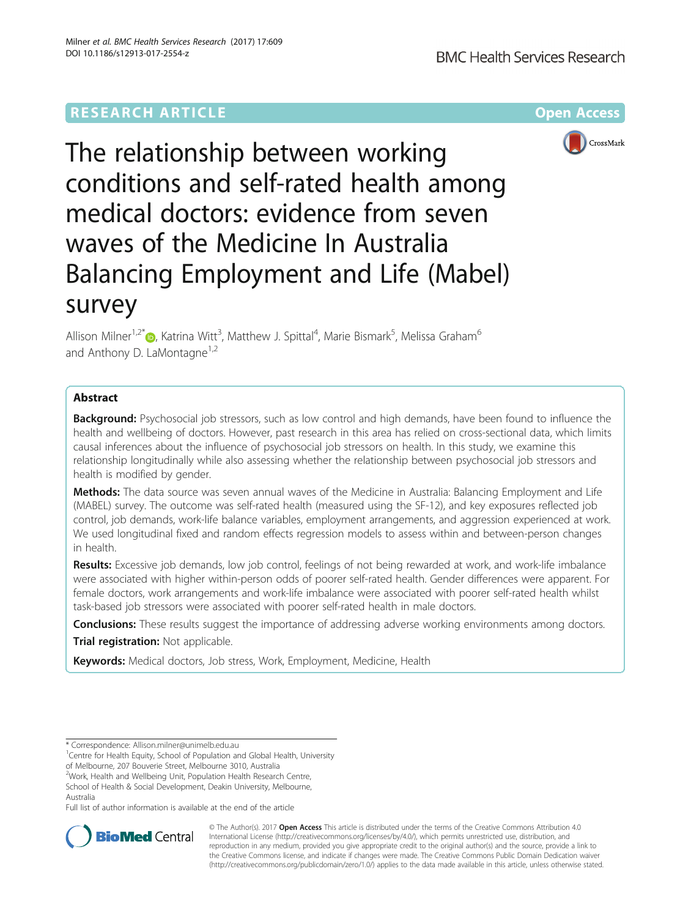# The relationship between working conditions and self-rated health among medical doctors: evidence from seven waves of the Medicine In Australia Balancing Employment and Life (Mabel) survey

Allison Milner[1,2*], Katrina Witt[3], Matthew J. Spittal[4], Marie Bismark[5], Melissa Graham[6] and Anthony D. LaMontagne[1,2]

## Abstract

**Background:** Psychosocial job stressors, such as low control and high demands, have been found to influence the health and wellbeing of doctors. However, past research in this area has relied on cross-sectional data, which limits causal inferences about the influence of psychosocial job stressors on health. In this study, we examine this relationship longitudinally while also assessing whether the relationship between psychosocial job stressors and health is modified by gender.

**Methods:** The data source was seven annual waves of the Medicine in Australia: Balancing Employment and Life (MABEL) survey. The outcome was self-rated health (measured using the SF-12), and key exposures reflected job control, job demands, work-life balance variables, employment arrangements, and aggression experienced at work. We used longitudinal fixed and random effects regression models to assess within and between-person changes in health.

**Results:** Excessive job demands, low job control, feelings of not being rewarded at work, and work-life imbalance were associated with higher within-person odds of poorer self-rated health. Gender differences were apparent. For female doctors, work arrangements and work-life imbalance were associated with poorer self-rated health whilst task-based job stressors were associated with poorer self-rated health in male doctors.

**Conclusions:** These results suggest the importance of addressing adverse working environments among doctors.

**Trial registration:** Not applicable.

**Keywords:** Medical doctors, Job stress, Work, Employment, Medicine, Health

---

* Correspondence: Allison.milner@unimelb.edu.au

[1]Centre for Health Equity, School of Population and Global Health, University of Melbourne, 207 Bouverie Street, Melbourne 3010, Australia

[2]Work, Health and Wellbeing Unit, Population Health Research Centre, School of Health & Social Development, Deakin University, Melbourne, Australia

Full list of author information is available at the end of the article

© The Author(s). 2017 **Open Access** This article is distributed under the terms of the Creative Commons Attribution 4.0 International License (http://creativecommons.org/licenses/by/4.0/), which permits unrestricted use, distribution, and reproduction in any medium, provided you give appropriate credit to the original author(s) and the source, provide a link to the Creative Commons license, and indicate if changes were made. The Creative Commons Public Domain Dedication waiver (http://creativecommons.org/publicdomain/zero/1.0/) applies to the data made available in this article, unless otherwise stated.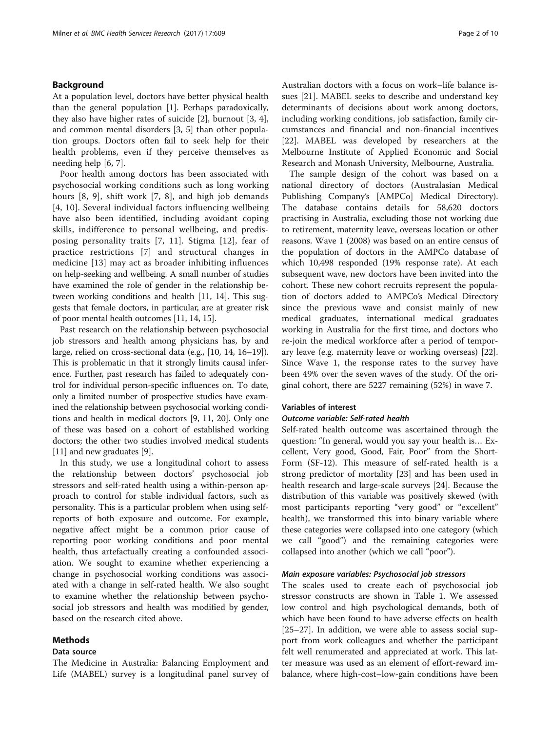## Background

At a population level, doctors have better physical health than the general population [1]. Perhaps paradoxically, they also have higher rates of suicide [2], burnout [3, 4], and common mental disorders [3, 5] than other population groups. Doctors often fail to seek help for their health problems, even if they perceive themselves as needing help [6, 7].

Poor health among doctors has been associated with psychosocial working conditions such as long working hours [8, 9], shift work [7, 8], and high job demands [4, 10]. Several individual factors influencing wellbeing have also been identified, including avoidant coping skills, indifference to personal wellbeing, and predisposing personality traits [7, 11]. Stigma [12], fear of practice restrictions [7] and structural changes in medicine [13] may act as broader inhibiting influences on help-seeking and wellbeing. A small number of studies have examined the role of gender in the relationship between working conditions and health [11, 14]. This suggests that female doctors, in particular, are at greater risk of poor mental health outcomes [11, 14, 15].

Past research on the relationship between psychosocial job stressors and health among physicians has, by and large, relied on cross-sectional data (e.g., [10, 14, 16–19]). This is problematic in that it strongly limits causal inference. Further, past research has failed to adequately control for individual person-specific influences on. To date, only a limited number of prospective studies have examined the relationship between psychosocial working conditions and health in medical doctors [9, 11, 20]. Only one of these was based on a cohort of established working doctors; the other two studies involved medical students [11] and new graduates [9].

In this study, we use a longitudinal cohort to assess the relationship between doctors' psychosocial job stressors and self-rated health using a within-person approach to control for stable individual factors, such as personality. This is a particular problem when using self-reports of both exposure and outcome. For example, negative affect might be a common prior cause of reporting poor working conditions and poor mental health, thus artefactually creating a confounded association. We sought to examine whether experiencing a change in psychosocial working conditions was associated with a change in self-rated health. We also sought to examine whether the relationship between psychosocial job stressors and health was modified by gender, based on the research cited above.

## Methods

### Data source

The Medicine in Australia: Balancing Employment and Life (MABEL) survey is a longitudinal panel survey of Australian doctors with a focus on work–life balance issues [21]. MABEL seeks to describe and understand key determinants of decisions about work among doctors, including working conditions, job satisfaction, family circumstances and financial and non-financial incentives [22]. MABEL was developed by researchers at the Melbourne Institute of Applied Economic and Social Research and Monash University, Melbourne, Australia.

The sample design of the cohort was based on a national directory of doctors (Australasian Medical Publishing Company's [AMPCo] Medical Directory). The database contains details for 58,620 doctors practising in Australia, excluding those not working due to retirement, maternity leave, overseas location or other reasons. Wave 1 (2008) was based on an entire census of the population of doctors in the AMPCo database of which 10,498 responded (19% response rate). At each subsequent wave, new doctors have been invited into the cohort. These new cohort recruits represent the population of doctors added to AMPCo's Medical Directory since the previous wave and consist mainly of new medical graduates, international medical graduates working in Australia for the first time, and doctors who re-join the medical workforce after a period of temporary leave (e.g. maternity leave or working overseas) [22]. Since Wave 1, the response rates to the survey have been 49% over the seven waves of the study. Of the original cohort, there are 5227 remaining (52%) in wave 7.

### Variables of interest

#### *Outcome variable: Self-rated health*

Self-rated health outcome was ascertained through the question: "In general, would you say your health is… Excellent, Very good, Good, Fair, Poor" from the Short-Form (SF-12). This measure of self-rated health is a strong predictor of mortality [23] and has been used in health research and large-scale surveys [24]. Because the distribution of this variable was positively skewed (with most participants reporting "very good" or "excellent" health), we transformed this into binary variable where these categories were collapsed into one category (which we call "good") and the remaining categories were collapsed into another (which we call "poor").

#### *Main exposure variables: Psychosocial job stressors*

The scales used to create each of psychosocial job stressor constructs are shown in Table 1. We assessed low control and high psychological demands, both of which have been found to have adverse effects on health [25–27]. In addition, we were able to assess social support from work colleagues and whether the participant felt well renumerated and appreciated at work. This latter measure was used as an element of effort-reward imbalance, where high-cost–low-gain conditions have been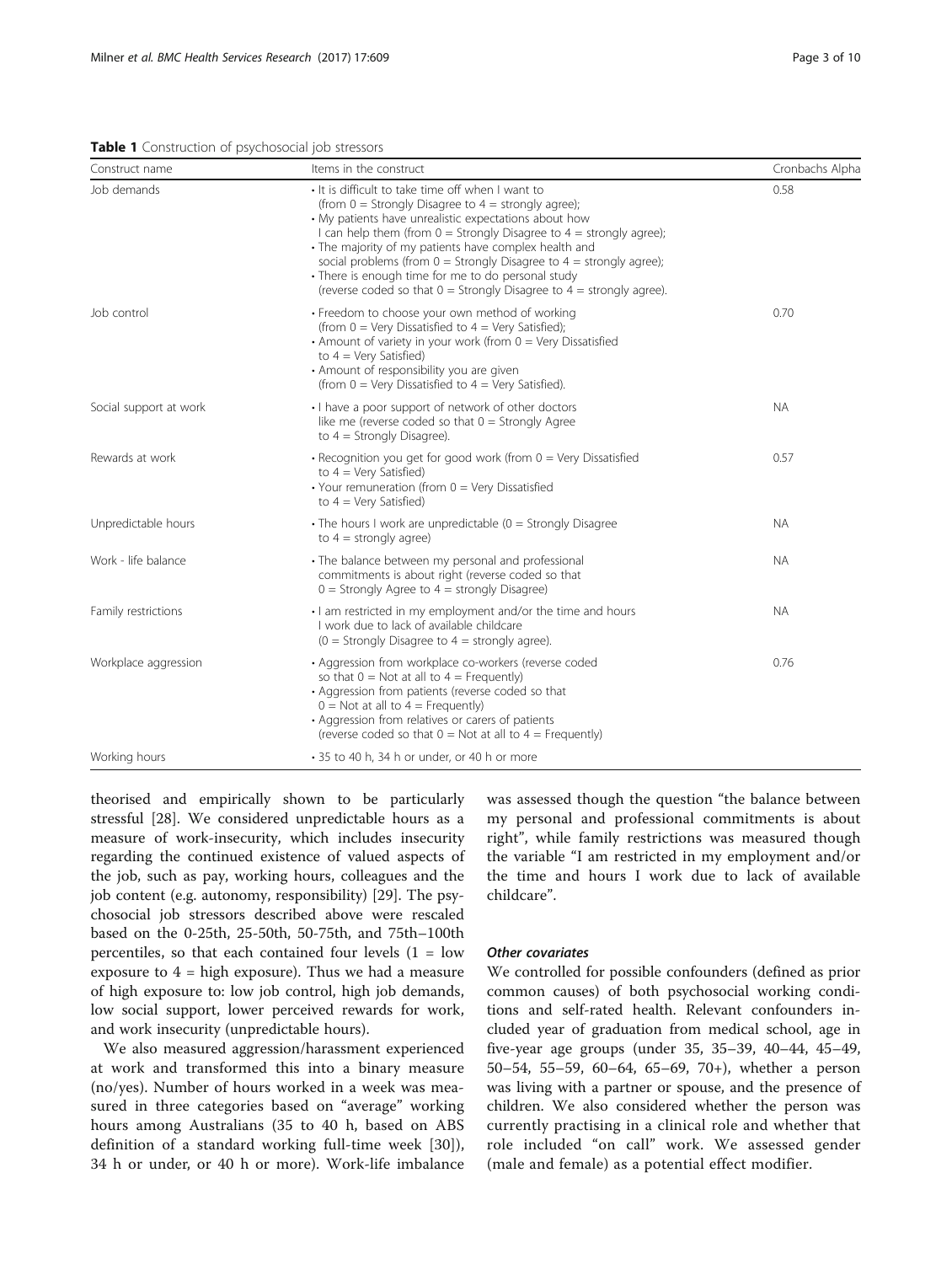**Table 1** Construction of psychosocial job stressors

| Construct name | Items in the construct | Cronbachs Alpha |
| --- | --- | --- |
| Job demands | • It is difficult to take time off when I want to (from 0 = Strongly Disagree to 4 = strongly agree); • My patients have unrealistic expectations about how I can help them (from 0 = Strongly Disagree to 4 = strongly agree); • The majority of my patients have complex health and social problems (from 0 = Strongly Disagree to 4 = strongly agree); • There is enough time for me to do personal study (reverse coded so that 0 = Strongly Disagree to 4 = strongly agree). | 0.58 |
| Job control | • Freedom to choose your own method of working (from 0 = Very Dissatisfied to 4 = Very Satisfied); • Amount of variety in your work (from 0 = Very Dissatisfied to 4 = Very Satisfied) • Amount of responsibility you are given (from 0 = Very Dissatisfied to 4 = Very Satisfied). | 0.70 |
| Social support at work | • I have a poor support of network of other doctors like me (reverse coded so that 0 = Strongly Agree to 4 = Strongly Disagree). | NA |
| Rewards at work | • Recognition you get for good work (from 0 = Very Dissatisfied to 4 = Very Satisfied) • Your remuneration (from 0 = Very Dissatisfied to 4 = Very Satisfied) | 0.57 |
| Unpredictable hours | • The hours I work are unpredictable (0 = Strongly Disagree to 4 = strongly agree) | NA |
| Work - life balance | • The balance between my personal and professional commitments is about right (reverse coded so that 0 = Strongly Agree to 4 = strongly Disagree) | NA |
| Family restrictions | • I am restricted in my employment and/or the time and hours I work due to lack of available childcare (0 = Strongly Disagree to 4 = strongly agree). | NA |
| Workplace aggression | • Aggression from workplace co-workers (reverse coded so that 0 = Not at all to 4 = Frequently) • Aggression from patients (reverse coded so that 0 = Not at all to 4 = Frequently) • Aggression from relatives or carers of patients (reverse coded so that 0 = Not at all to 4 = Frequently) | 0.76 |
| Working hours | • 35 to 40 h, 34 h or under, or 40 h or more | |

theorised and empirically shown to be particularly stressful [28]. We considered unpredictable hours as a measure of work-insecurity, which includes insecurity regarding the continued existence of valued aspects of the job, such as pay, working hours, colleagues and the job content (e.g. autonomy, responsibility) [29]. The psychosocial job stressors described above were rescaled based on the 0-25th, 25-50th, 50-75th, and 75th–100th percentiles, so that each contained four levels (1 = low exposure to 4 = high exposure). Thus we had a measure of high exposure to: low job control, high job demands, low social support, lower perceived rewards for work, and work insecurity (unpredictable hours).

We also measured aggression/harassment experienced at work and transformed this into a binary measure (no/yes). Number of hours worked in a week was measured in three categories based on "average" working hours among Australians (35 to 40 h, based on ABS definition of a standard working full-time week [30]), 34 h or under, or 40 h or more). Work-life imbalance was assessed though the question "the balance between my personal and professional commitments is about right", while family restrictions was measured though the variable "I am restricted in my employment and/or the time and hours I work due to lack of available childcare".

#### *Other covariates*

We controlled for possible confounders (defined as prior common causes) of both psychosocial working conditions and self-rated health. Relevant confounders included year of graduation from medical school, age in five-year age groups (under 35, 35–39, 40–44, 45–49, 50–54, 55–59, 60–64, 65–69, 70+), whether a person was living with a partner or spouse, and the presence of children. We also considered whether the person was currently practising in a clinical role and whether that role included "on call" work. We assessed gender (male and female) as a potential effect modifier.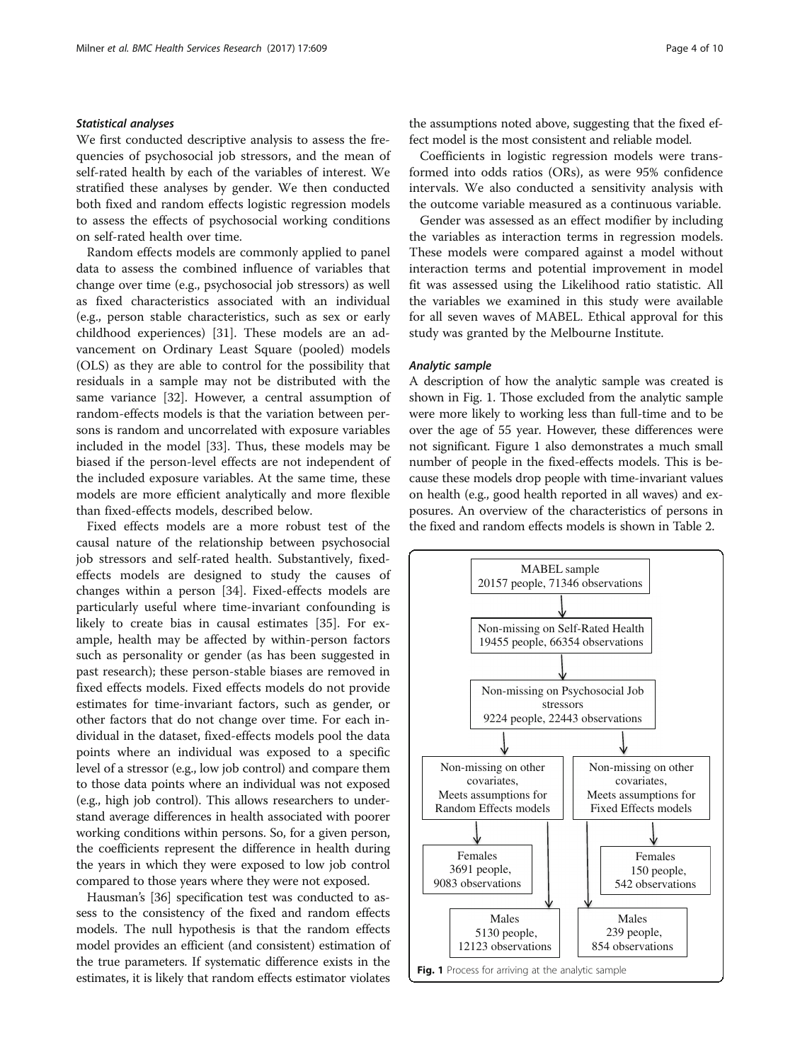### *Statistical analyses*

We first conducted descriptive analysis to assess the frequencies of psychosocial job stressors, and the mean of self-rated health by each of the variables of interest. We stratified these analyses by gender. We then conducted both fixed and random effects logistic regression models to assess the effects of psychosocial working conditions on self-rated health over time.

Random effects models are commonly applied to panel data to assess the combined influence of variables that change over time (e.g., psychosocial job stressors) as well as fixed characteristics associated with an individual (e.g., person stable characteristics, such as sex or early childhood experiences) [31]. These models are an advancement on Ordinary Least Square (pooled) models (OLS) as they are able to control for the possibility that residuals in a sample may not be distributed with the same variance [32]. However, a central assumption of random-effects models is that the variation between persons is random and uncorrelated with exposure variables included in the model [33]. Thus, these models may be biased if the person-level effects are not independent of the included exposure variables. At the same time, these models are more efficient analytically and more flexible than fixed-effects models, described below.

Fixed effects models are a more robust test of the causal nature of the relationship between psychosocial job stressors and self-rated health. Substantively, fixed-effects models are designed to study the causes of changes within a person [34]. Fixed-effects models are particularly useful where time-invariant confounding is likely to create bias in causal estimates [35]. For example, health may be affected by within-person factors such as personality or gender (as has been suggested in past research); these person-stable biases are removed in fixed effects models. Fixed effects models do not provide estimates for time-invariant factors, such as gender, or other factors that do not change over time. For each individual in the dataset, fixed-effects models pool the data points where an individual was exposed to a specific level of a stressor (e.g., low job control) and compare them to those data points where an individual was not exposed (e.g., high job control). This allows researchers to understand average differences in health associated with poorer working conditions within persons. So, for a given person, the coefficients represent the difference in health during the years in which they were exposed to low job control compared to those years where they were not exposed.

Hausman's [36] specification test was conducted to assess to the consistency of the fixed and random effects models. The null hypothesis is that the random effects model provides an efficient (and consistent) estimation of the true parameters. If systematic difference exists in the estimates, it is likely that random effects estimator violates the assumptions noted above, suggesting that the fixed effect model is the most consistent and reliable model.

Coefficients in logistic regression models were transformed into odds ratios (ORs), as were 95% confidence intervals. We also conducted a sensitivity analysis with the outcome variable measured as a continuous variable.

Gender was assessed as an effect modifier by including the variables as interaction terms in regression models. These models were compared against a model without interaction terms and potential improvement in model fit was assessed using the Likelihood ratio statistic. All the variables we examined in this study were available for all seven waves of MABEL. Ethical approval for this study was granted by the Melbourne Institute.

### *Analytic sample*

A description of how the analytic sample was created is shown in Fig. 1. Those excluded from the analytic sample were more likely to working less than full-time and to be over the age of 55 year. However, these differences were not significant. Figure 1 also demonstrates a much small number of people in the fixed-effects models. This is because these models drop people with time-invariant values on health (e.g., good health reported in all waves) and exposures. An overview of the characteristics of persons in the fixed and random effects models is shown in Table 2.

MABEL sample
20157 people, 71346 observations

Non-missing on Self-Rated Health
19455 people, 66354 observations

Non-missing on Psychosocial Job stressors
9224 people, 22443 observations

Non-missing on other covariates, Meets assumptions for Random Effects models

Non-missing on other covariates, Meets assumptions for Fixed Effects models

Females
3691 people, 9083 observations

Males
5130 people, 12123 observations

Females
150 people, 542 observations

Males
239 people, 854 observations

**Fig. 1** Process for arriving at the analytic sample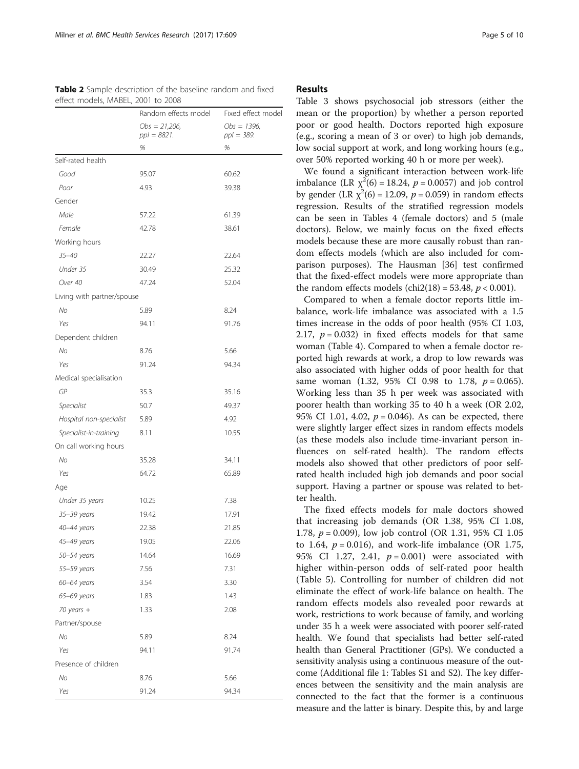**Table 2** Sample description of the baseline random and fixed effect models, MABEL, 2001 to 2008

| | Random effects model | Fixed effect model |
|---|---|---|
| | *Obs = 21,206, ppl = 8821.* | *Obs = 1396, ppl = 389.* |
| | % | % |
| Self-rated health | | |
| *Good* | 95.07 | 60.62 |
| *Poor* | 4.93 | 39.38 |
| Gender | | |
| *Male* | 57.22 | 61.39 |
| *Female* | 42.78 | 38.61 |
| Working hours | | |
| *35–40* | 22.27 | 22.64 |
| *Under 35* | 30.49 | 25.32 |
| *Over 40* | 47.24 | 52.04 |
| Living with partner/spouse | | |
| *No* | 5.89 | 8.24 |
| *Yes* | 94.11 | 91.76 |
| Dependent children | | |
| *No* | 8.76 | 5.66 |
| *Yes* | 91.24 | 94.34 |
| Medical specialisation | | |
| *GP* | 35.3 | 35.16 |
| *Specialist* | 50.7 | 49.37 |
| *Hospital non-specialist* | 5.89 | 4.92 |
| *Specialist-in-training* | 8.11 | 10.55 |
| On call working hours | | |
| *No* | 35.28 | 34.11 |
| *Yes* | 64.72 | 65.89 |
| Age | | |
| *Under 35 years* | 10.25 | 7.38 |
| *35–39 years* | 19.42 | 17.91 |
| *40–44 years* | 22.38 | 21.85 |
| *45–49 years* | 19.05 | 22.06 |
| *50–54 years* | 14.64 | 16.69 |
| *55–59 years* | 7.56 | 7.31 |
| *60–64 years* | 3.54 | 3.30 |
| *65–69 years* | 1.83 | 1.43 |
| *70 years +* | 1.33 | 2.08 |
| Partner/spouse | | |
| *No* | 5.89 | 8.24 |
| *Yes* | 94.11 | 91.74 |
| Presence of children | | |
| *No* | 8.76 | 5.66 |
| *Yes* | 91.24 | 94.34 |

## Results

Table 3 shows psychosocial job stressors (either the mean or the proportion) by whether a person reported poor or good health. Doctors reported high exposure (e.g., scoring a mean of 3 or over) to high job demands, low social support at work, and long working hours (e.g., over 50% reported working 40 h or more per week).

We found a significant interaction between work-life imbalance (LR $\chi^2(6) = 18.24$, $p = 0.0057$) and job control by gender (LR $\chi^2(6) = 12.09$, $p = 0.059$) in random effects regression. Results of the stratified regression models can be seen in Tables 4 (female doctors) and 5 (male doctors). Below, we mainly focus on the fixed effects models because these are more causally robust than random effects models (which are also included for comparison purposes). The Hausman [36] test confirmed that the fixed-effect models were more appropriate than the random effects models ($\text{chi2}(18) = 53.48$, $p < 0.001$).

Compared to when a female doctor reports little imbalance, work-life imbalance was associated with a 1.5 times increase in the odds of poor health (95% CI 1.03, 2.17, $p = 0.032$) in fixed effects models for that same woman (Table 4). Compared to when a female doctor reported high rewards at work, a drop to low rewards was also associated with higher odds of poor health for that same woman (1.32, 95% CI 0.98 to 1.78, $p = 0.065$). Working less than 35 h per week was associated with poorer health than working 35 to 40 h a week (OR 2.02, 95% CI 1.01, 4.02, $p = 0.046$). As can be expected, there were slightly larger effect sizes in random effects models (as these models also include time-invariant person influences on self-rated health). The random effects models also showed that other predictors of poor self-rated health included high job demands and poor social support. Having a partner or spouse was related to better health.

The fixed effects models for male doctors showed that increasing job demands (OR 1.38, 95% CI 1.08, 1.78, $p = 0.009$), low job control (OR 1.31, 95% CI 1.05 to 1.64, $p = 0.016$), and work-life imbalance (OR 1.75, 95% CI 1.27, 2.41, $p = 0.001$) were associated with higher within-person odds of self-rated poor health (Table 5). Controlling for number of children did not eliminate the effect of work-life balance on health. The random effects models also revealed poor rewards at work, restrictions to work because of family, and working under 35 h a week were associated with poorer self-rated health. We found that specialists had better self-rated health than General Practitioner (GPs). We conducted a sensitivity analysis using a continuous measure of the outcome (Additional file 1: Tables S1 and S2). The key differences between the sensitivity and the main analysis are connected to the fact that the former is a continuous measure and the latter is binary. Despite this, by and large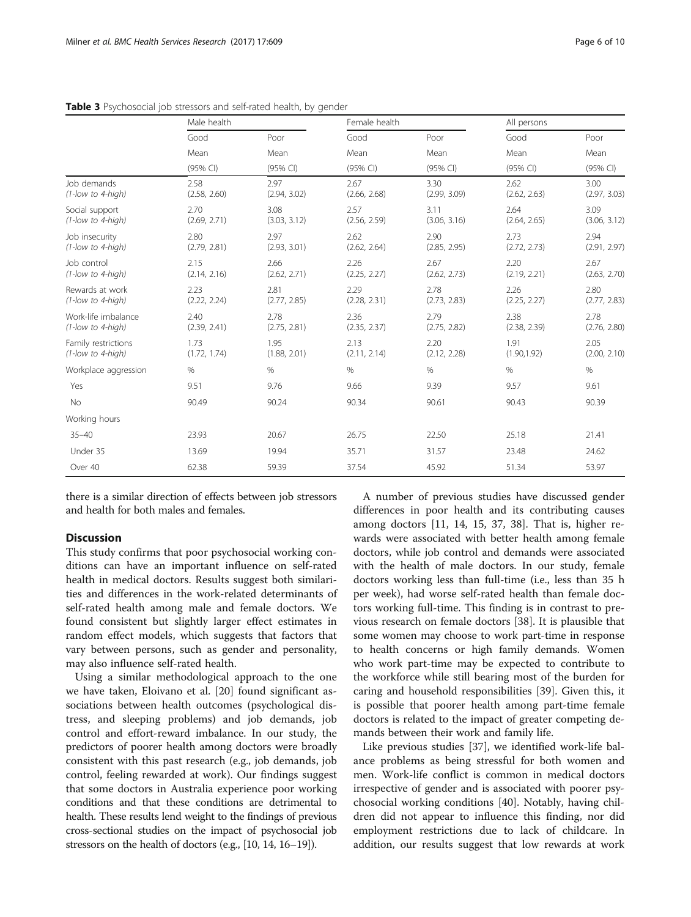**Table 3** Psychosocial job stressors and self-rated health, by gender

| | Male health | | Female health | | All persons | |
|---|---|---|---|---|---|---|
| | Good | Poor | Good | Poor | Good | Poor |
| | Mean | Mean | Mean | Mean | Mean | Mean |
| | (95% CI) | (95% CI) | (95% CI) | (95% CI) | (95% CI) | (95% CI) |
| Job demands *(1-low to 4-high)* | 2.58 (2.58, 2.60) | 2.97 (2.94, 3.02) | 2.67 (2.66, 2.68) | 3.30 (2.99, 3.09) | 2.62 (2.62, 2.63) | 3.00 (2.97, 3.03) |
| Social support *(1-low to 4-high)* | 2.70 (2.69, 2.71) | 3.08 (3.03, 3.12) | 2.57 (2.56, 2.59) | 3.11 (3.06, 3.16) | 2.64 (2.64, 2.65) | 3.09 (3.06, 3.12) |
| Job insecurity *(1-low to 4-high)* | 2.80 (2.79, 2.81) | 2.97 (2.93, 3.01) | 2.62 (2.62, 2.64) | 2.90 (2.85, 2.95) | 2.73 (2.72, 2.73) | 2.94 (2.91, 2.97) |
| Job control *(1-low to 4-high)* | 2.15 (2.14, 2.16) | 2.66 (2.62, 2.71) | 2.26 (2.25, 2.27) | 2.67 (2.62, 2.73) | 2.20 (2.19, 2.21) | 2.67 (2.63, 2.70) |
| Rewards at work *(1-low to 4-high)* | 2.23 (2.22, 2.24) | 2.81 (2.77, 2.85) | 2.29 (2.28, 2.31) | 2.78 (2.73, 2.83) | 2.26 (2.25, 2.27) | 2.80 (2.77, 2.83) |
| Work-life imbalance *(1-low to 4-high)* | 2.40 (2.39, 2.41) | 2.78 (2.75, 2.81) | 2.36 (2.35, 2.37) | 2.79 (2.75, 2.82) | 2.38 (2.38, 2.39) | 2.78 (2.76, 2.80) |
| Family restrictions *(1-low to 4-high)* | 1.73 (1.72, 1.74) | 1.95 (1.88, 2.01) | 2.13 (2.11, 2.14) | 2.20 (2.12, 2.28) | 1.91 (1.90,1.92) | 2.05 (2.00, 2.10) |
| Workplace aggression | % | % | % | % | % | % |
| Yes | 9.51 | 9.76 | 9.66 | 9.39 | 9.57 | 9.61 |
| No | 90.49 | 90.24 | 90.34 | 90.61 | 90.43 | 90.39 |
| Working hours | | | | | | |
| 35–40 | 23.93 | 20.67 | 26.75 | 22.50 | 25.18 | 21.41 |
| Under 35 | 13.69 | 19.94 | 35.71 | 31.57 | 23.48 | 24.62 |
| Over 40 | 62.38 | 59.39 | 37.54 | 45.92 | 51.34 | 53.97 |

there is a similar direction of effects between job stressors and health for both males and females.

## Discussion

This study confirms that poor psychosocial working conditions can have an important influence on self-rated health in medical doctors. Results suggest both similarities and differences in the work-related determinants of self-rated health among male and female doctors. We found consistent but slightly larger effect estimates in random effect models, which suggests that factors that vary between persons, such as gender and personality, may also influence self-rated health.

Using a similar methodological approach to the one we have taken, Eloivano et al. [20] found significant associations between health outcomes (psychological distress, and sleeping problems) and job demands, job control and effort-reward imbalance. In our study, the predictors of poorer health among doctors were broadly consistent with this past research (e.g., job demands, job control, feeling rewarded at work). Our findings suggest that some doctors in Australia experience poor working conditions and that these conditions are detrimental to health. These results lend weight to the findings of previous cross-sectional studies on the impact of psychosocial job stressors on the health of doctors (e.g., [10, 14, 16–19]).

A number of previous studies have discussed gender differences in poor health and its contributing causes among doctors [11, 14, 15, 37, 38]. That is, higher rewards were associated with better health among female doctors, while job control and demands were associated with the health of male doctors. In our study, female doctors working less than full-time (i.e., less than 35 h per week), had worse self-rated health than female doctors working full-time. This finding is in contrast to previous research on female doctors [38]. It is plausible that some women may choose to work part-time in response to health concerns or high family demands. Women who work part-time may be expected to contribute to the workforce while still bearing most of the burden for caring and household responsibilities [39]. Given this, it is possible that poorer health among part-time female doctors is related to the impact of greater competing demands between their work and family life.

Like previous studies [37], we identified work-life balance problems as being stressful for both women and men. Work-life conflict is common in medical doctors irrespective of gender and is associated with poorer psychosocial working conditions [40]. Notably, having children did not appear to influence this finding, nor did employment restrictions due to lack of childcare. In addition, our results suggest that low rewards at work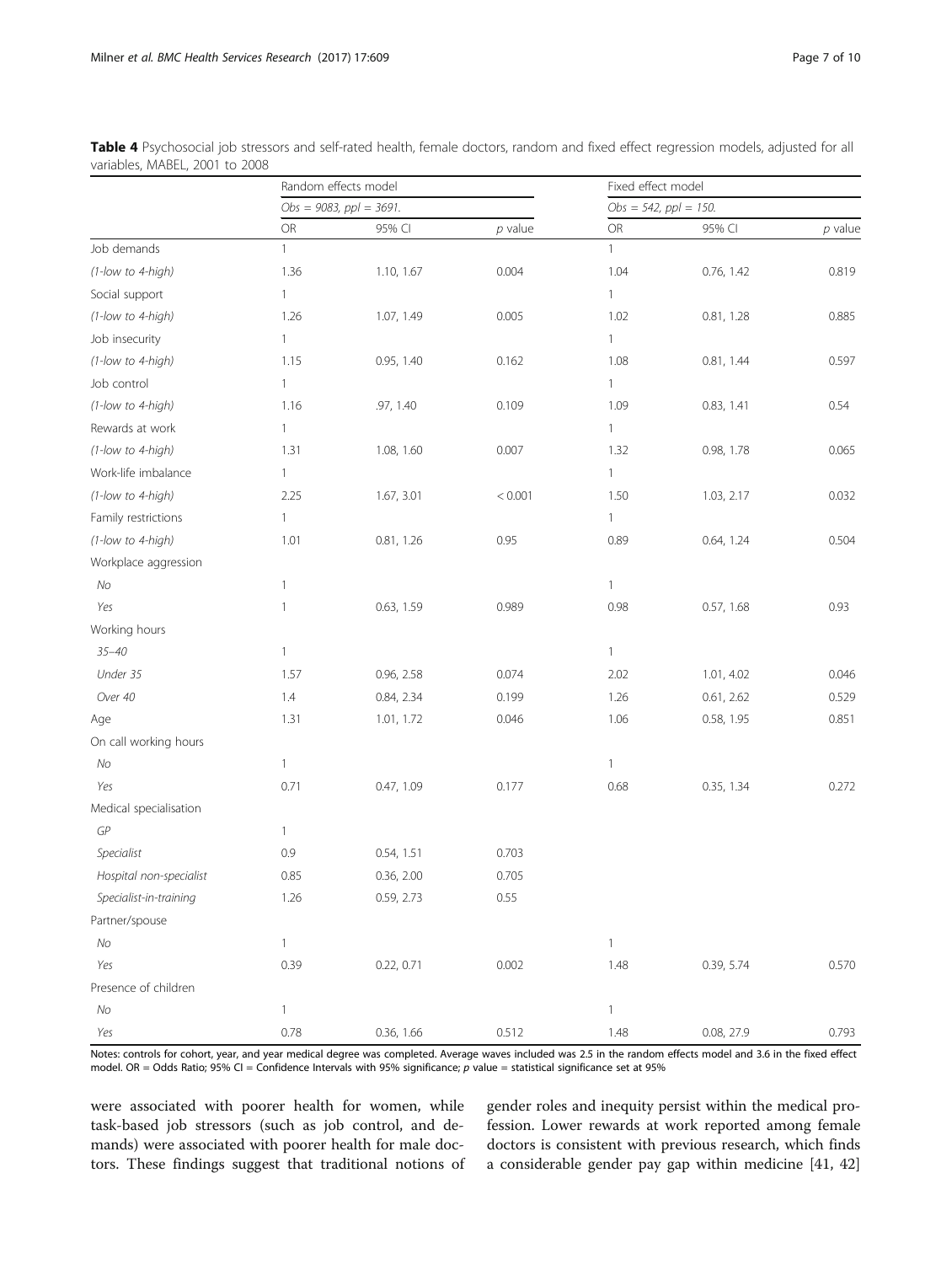**Table 4** Psychosocial job stressors and self-rated health, female doctors, random and fixed effect regression models, adjusted for all variables, MABEL, 2001 to 2008

| | Random effects model | | | Fixed effect model | | |
|---|---|---|---|---|---|---|
| | *Obs = 9083, ppl = 3691.* | | | *Obs = 542, ppl = 150.* | | |
| | OR | 95% CI | *p* value | OR | 95% CI | *p* value |
| Job demands | 1 | | | 1 | | |
| *(1-low to 4-high)* | 1.36 | 1.10, 1.67 | 0.004 | 1.04 | 0.76, 1.42 | 0.819 |
| Social support | 1 | | | 1 | | |
| *(1-low to 4-high)* | 1.26 | 1.07, 1.49 | 0.005 | 1.02 | 0.81, 1.28 | 0.885 |
| Job insecurity | 1 | | | 1 | | |
| *(1-low to 4-high)* | 1.15 | 0.95, 1.40 | 0.162 | 1.08 | 0.81, 1.44 | 0.597 |
| Job control | 1 | | | 1 | | |
| *(1-low to 4-high)* | 1.16 | .97, 1.40 | 0.109 | 1.09 | 0.83, 1.41 | 0.54 |
| Rewards at work | 1 | | | 1 | | |
| *(1-low to 4-high)* | 1.31 | 1.08, 1.60 | 0.007 | 1.32 | 0.98, 1.78 | 0.065 |
| Work-life imbalance | 1 | | | 1 | | |
| *(1-low to 4-high)* | 2.25 | 1.67, 3.01 | < 0.001 | 1.50 | 1.03, 2.17 | 0.032 |
| Family restrictions | 1 | | | 1 | | |
| *(1-low to 4-high)* | 1.01 | 0.81, 1.26 | 0.95 | 0.89 | 0.64, 1.24 | 0.504 |
| Workplace aggression | | | | | | |
| *No* | 1 | | | 1 | | |
| *Yes* | 1 | 0.63, 1.59 | 0.989 | 0.98 | 0.57, 1.68 | 0.93 |
| Working hours | | | | | | |
| *35–40* | 1 | | | 1 | | |
| *Under 35* | 1.57 | 0.96, 2.58 | 0.074 | 2.02 | 1.01, 4.02 | 0.046 |
| *Over 40* | 1.4 | 0.84, 2.34 | 0.199 | 1.26 | 0.61, 2.62 | 0.529 |
| Age | 1.31 | 1.01, 1.72 | 0.046 | 1.06 | 0.58, 1.95 | 0.851 |
| On call working hours | | | | | | |
| *No* | 1 | | | 1 | | |
| *Yes* | 0.71 | 0.47, 1.09 | 0.177 | 0.68 | 0.35, 1.34 | 0.272 |
| Medical specialisation | | | | | | |
| *GP* | 1 | | | | | |
| *Specialist* | 0.9 | 0.54, 1.51 | 0.703 | | | |
| *Hospital non-specialist* | 0.85 | 0.36, 2.00 | 0.705 | | | |
| *Specialist-in-training* | 1.26 | 0.59, 2.73 | 0.55 | | | |
| Partner/spouse | | | | | | |
| *No* | 1 | | | 1 | | |
| *Yes* | 0.39 | 0.22, 0.71 | 0.002 | 1.48 | 0.39, 5.74 | 0.570 |
| Presence of children | | | | | | |
| *No* | 1 | | | 1 | | |
| *Yes* | 0.78 | 0.36, 1.66 | 0.512 | 1.48 | 0.08, 27.9 | 0.793 |

Notes: controls for cohort, year, and year medical degree was completed. Average waves included was 2.5 in the random effects model and 3.6 in the fixed effect model. OR = Odds Ratio; 95% CI = Confidence Intervals with 95% significance; *p* value = statistical significance set at 95%

were associated with poorer health for women, while task-based job stressors (such as job control, and demands) were associated with poorer health for male doctors. These findings suggest that traditional notions of gender roles and inequity persist within the medical profession. Lower rewards at work reported among female doctors is consistent with previous research, which finds a considerable gender pay gap within medicine [41, 42]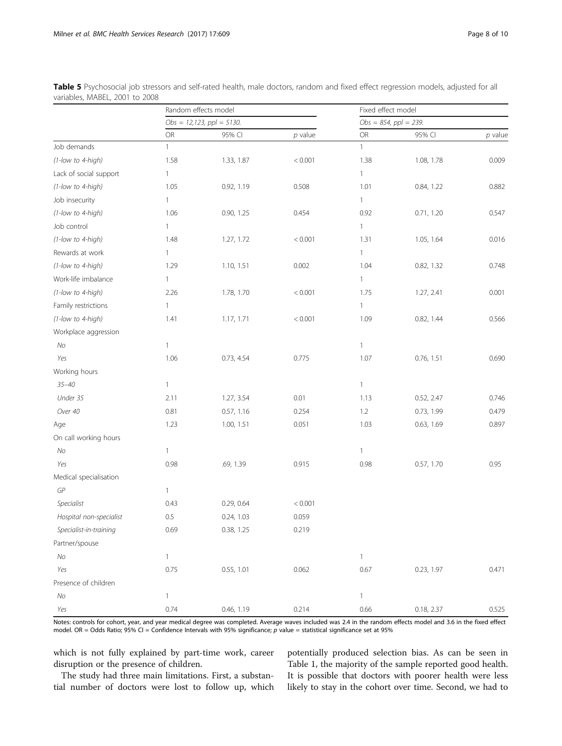**Table 5** Psychosocial job stressors and self-rated health, male doctors, random and fixed effect regression models, adjusted for all variables, MABEL, 2001 to 2008

| | Random effects model | | | Fixed effect model | | |
|---|---|---|---|---|---|---|
| | *Obs = 12,123, ppl = 5130.* | | | *Obs = 854, ppl = 239.* | | |
| | OR | 95% CI | *p* value | OR | 95% CI | *p* value |
| Job demands | 1 | | | 1 | | |
| *(1-low to 4-high)* | 1.58 | 1.33, 1.87 | < 0.001 | 1.38 | 1.08, 1.78 | 0.009 |
| Lack of social support | 1 | | | 1 | | |
| *(1-low to 4-high)* | 1.05 | 0.92, 1.19 | 0.508 | 1.01 | 0.84, 1.22 | 0.882 |
| Job insecurity | 1 | | | 1 | | |
| *(1-low to 4-high)* | 1.06 | 0.90, 1.25 | 0.454 | 0.92 | 0.71, 1.20 | 0.547 |
| Job control | 1 | | | 1 | | |
| *(1-low to 4-high)* | 1.48 | 1.27, 1.72 | < 0.001 | 1.31 | 1.05, 1.64 | 0.016 |
| Rewards at work | 1 | | | 1 | | |
| *(1-low to 4-high)* | 1.29 | 1.10, 1.51 | 0.002 | 1.04 | 0.82, 1.32 | 0.748 |
| Work-life imbalance | 1 | | | 1 | | |
| *(1-low to 4-high)* | 2.26 | 1.78, 1.70 | < 0.001 | 1.75 | 1.27, 2.41 | 0.001 |
| Family restrictions | 1 | | | 1 | | |
| *(1-low to 4-high)* | 1.41 | 1.17, 1.71 | < 0.001 | 1.09 | 0.82, 1.44 | 0.566 |
| Workplace aggression | | | | | | |
| *No* | 1 | | | 1 | | |
| *Yes* | 1.06 | 0.73, 4.54 | 0.775 | 1.07 | 0.76, 1.51 | 0.690 |
| Working hours | | | | | | |
| *35–40* | 1 | | | 1 | | |
| *Under 35* | 2.11 | 1.27, 3.54 | 0.01 | 1.13 | 0.52, 2.47 | 0.746 |
| *Over 40* | 0.81 | 0.57, 1.16 | 0.254 | 1.2 | 0.73, 1.99 | 0.479 |
| Age | 1.23 | 1.00, 1.51 | 0.051 | 1.03 | 0.63, 1.69 | 0.897 |
| On call working hours | | | | | | |
| *No* | 1 | | | 1 | | |
| *Yes* | 0.98 | .69, 1.39 | 0.915 | 0.98 | 0.57, 1.70 | 0.95 |
| Medical specialisation | | | | | | |
| *GP* | 1 | | | | | |
| *Specialist* | 0.43 | 0.29, 0.64 | < 0.001 | | | |
| *Hospital non-specialist* | 0.5 | 0.24, 1.03 | 0.059 | | | |
| *Specialist-in-training* | 0.69 | 0.38, 1.25 | 0.219 | | | |
| Partner/spouse | | | | | | |
| *No* | 1 | | | 1 | | |
| *Yes* | 0.75 | 0.55, 1.01 | 0.062 | 0.67 | 0.23, 1.97 | 0.471 |
| Presence of children | | | | | | |
| *No* | 1 | | | 1 | | |
| *Yes* | 0.74 | 0.46, 1.19 | 0.214 | 0.66 | 0.18, 2.37 | 0.525 |

Notes: controls for cohort, year, and year medical degree was completed. Average waves included was 2.4 in the random effects model and 3.6 in the fixed effect model. OR = Odds Ratio; 95% CI = Confidence Intervals with 95% significance; *p* value = statistical significance set at 95%

which is not fully explained by part-time work, career disruption or the presence of children.

The study had three main limitations. First, a substantial number of doctors were lost to follow up, which potentially produced selection bias. As can be seen in Table 1, the majority of the sample reported good health. It is possible that doctors with poorer health were less likely to stay in the cohort over time. Second, we had to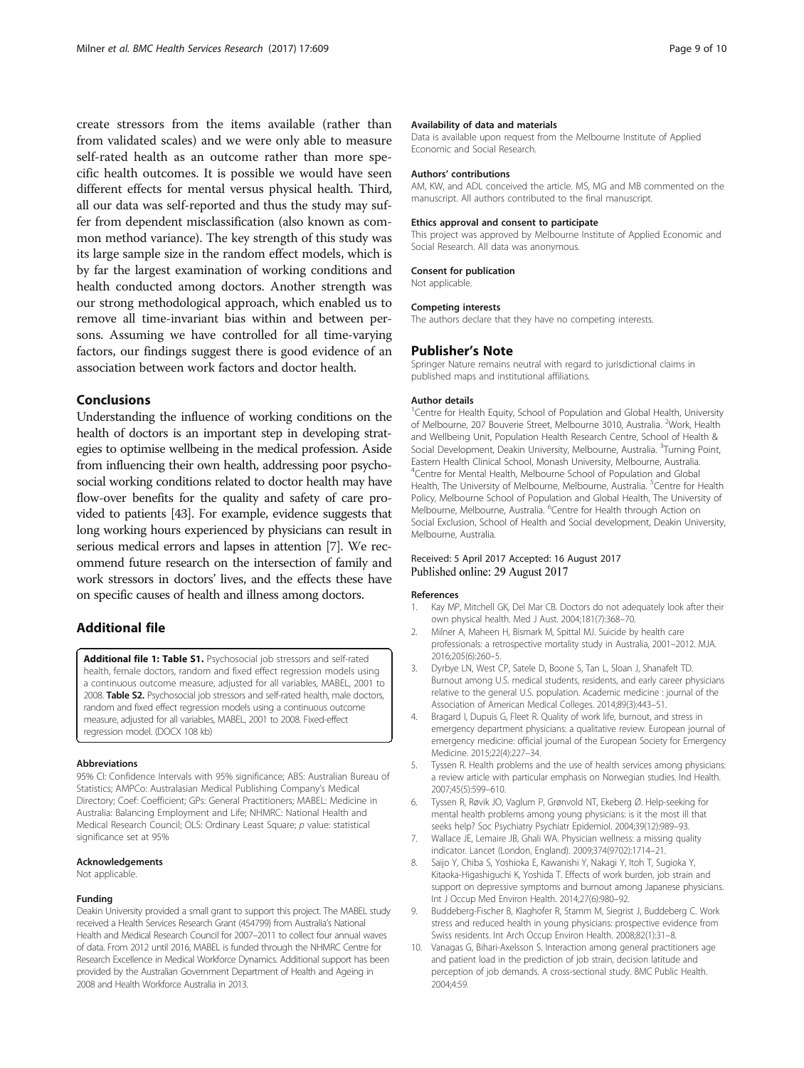create stressors from the items available (rather than from validated scales) and we were only able to measure self-rated health as an outcome rather than more specific health outcomes. It is possible we would have seen different effects for mental versus physical health. Third, all our data was self-reported and thus the study may suffer from dependent misclassification (also known as common method variance). The key strength of this study was its large sample size in the random effect models, which is by far the largest examination of working conditions and health conducted among doctors. Another strength was our strong methodological approach, which enabled us to remove all time-invariant bias within and between persons. Assuming we have controlled for all time-varying factors, our findings suggest there is good evidence of an association between work factors and doctor health.

## Conclusions

Understanding the influence of working conditions on the health of doctors is an important step in developing strategies to optimise wellbeing in the medical profession. Aside from influencing their own health, addressing poor psychosocial working conditions related to doctor health may have flow-over benefits for the quality and safety of care provided to patients [43]. For example, evidence suggests that long working hours experienced by physicians can result in serious medical errors and lapses in attention [7]. We recommend future research on the intersection of family and work stressors in doctors' lives, and the effects these have on specific causes of health and illness among doctors.

## Additional file

**Additional file 1: Table S1.** Psychosocial job stressors and self-rated health, female doctors, random and fixed effect regression models using a continuous outcome measure, adjusted for all variables, MABEL, 2001 to 2008. **Table S2.** Psychosocial job stressors and self-rated health, male doctors, random and fixed effect regression models using a continuous outcome measure, adjusted for all variables, MABEL, 2001 to 2008. Fixed-effect regression model. (DOCX 108 kb)

#### Abbreviations

95% CI: Confidence Intervals with 95% significance; ABS: Australian Bureau of Statistics; AMPCo: Australasian Medical Publishing Company's Medical Directory; Coef: Coefficient; GPs: General Practitioners; MABEL: Medicine in Australia: Balancing Employment and Life; NHMRC: National Health and Medical Research Council; OLS: Ordinary Least Square; *p* value: statistical significance set at 95%

#### Acknowledgements

Not applicable.

#### Funding

Deakin University provided a small grant to support this project. The MABEL study received a Health Services Research Grant (454799) from Australia's National Health and Medical Research Council for 2007–2011 to collect four annual waves of data. From 2012 until 2016, MABEL is funded through the NHMRC Centre for Research Excellence in Medical Workforce Dynamics. Additional support has been provided by the Australian Government Department of Health and Ageing in 2008 and Health Workforce Australia in 2013.

#### Availability of data and materials

Data is available upon request from the Melbourne Institute of Applied Economic and Social Research.

#### Authors' contributions

AM, KW, and ADL conceived the article. MS, MG and MB commented on the manuscript. All authors contributed to the final manuscript.

#### Ethics approval and consent to participate

This project was approved by Melbourne Institute of Applied Economic and Social Research. All data was anonymous.

#### Consent for publication

Not applicable.

#### Competing interests

The authors declare that they have no competing interests.

## Publisher's Note

Springer Nature remains neutral with regard to jurisdictional claims in published maps and institutional affiliations.

#### Author details

[1]Centre for Health Equity, School of Population and Global Health, University of Melbourne, 207 Bouverie Street, Melbourne 3010, Australia. [2]Work, Health and Wellbeing Unit, Population Health Research Centre, School of Health & Social Development, Deakin University, Melbourne, Australia. [3]Turning Point, Eastern Health Clinical School, Monash University, Melbourne, Australia. [4]Centre for Mental Health, Melbourne School of Population and Global Health, The University of Melbourne, Melbourne, Australia. [5]Centre for Health Policy, Melbourne School of Population and Global Health, The University of Melbourne, Melbourne, Australia. [6]Centre for Health through Action on Social Exclusion, School of Health and Social development, Deakin University, Melbourne, Australia.

Received: 5 April 2017 Accepted: 16 August 2017
Published online: 29 August 2017

#### References

1. Kay MP, Mitchell GK, Del Mar CB. Doctors do not adequately look after their own physical health. Med J Aust. 2004;181(7):368–70.
2. Milner A, Maheen H, Bismark M, Spittal MJ. Suicide by health care professionals: a retrospective mortality study in Australia, 2001–2012. MJA. 2016;205(6):260–5.
3. Dyrbye LN, West CP, Satele D, Boone S, Tan L, Sloan J, Shanafelt TD. Burnout among U.S. medical students, residents, and early career physicians relative to the general U.S. population. Academic medicine : journal of the Association of American Medical Colleges. 2014;89(3):443–51.
4. Bragard I, Dupuis G, Fleet R. Quality of work life, burnout, and stress in emergency department physicians: a qualitative review. European journal of emergency medicine: official journal of the European Society for Emergency Medicine. 2015;22(4):227–34.
5. Tyssen R. Health problems and the use of health services among physicians: a review article with particular emphasis on Norwegian studies. Ind Health. 2007;45(5):599–610.
6. Tyssen R, Røvik JO, Vaglum P, Grønvold NT, Ekeberg Ø. Help-seeking for mental health problems among young physicians: is it the most ill that seeks help? Soc Psychiatry Psychiatr Epidemiol. 2004;39(12):989–93.
7. Wallace JE, Lemaire JB, Ghali WA. Physician wellness: a missing quality indicator. Lancet (London, England). 2009;374(9702):1714–21.
8. Saijo Y, Chiba S, Yoshioka E, Kawanishi Y, Nakagi Y, Itoh T, Sugioka Y, Kitaoka-Higashiguchi K, Yoshida T. Effects of work burden, job strain and support on depressive symptoms and burnout among Japanese physicians. Int J Occup Med Environ Health. 2014;27(6):980–92.
9. Buddeberg-Fischer B, Klaghofer R, Stamm M, Siegrist J, Buddeberg C. Work stress and reduced health in young physicians: prospective evidence from Swiss residents. Int Arch Occup Environ Health. 2008;82(1):31–8.
10. Vanagas G, Bihari-Axelsson S. Interaction among general practitioners age and patient load in the prediction of job strain, decision latitude and perception of job demands. A cross-sectional study. BMC Public Health. 2004;4:59.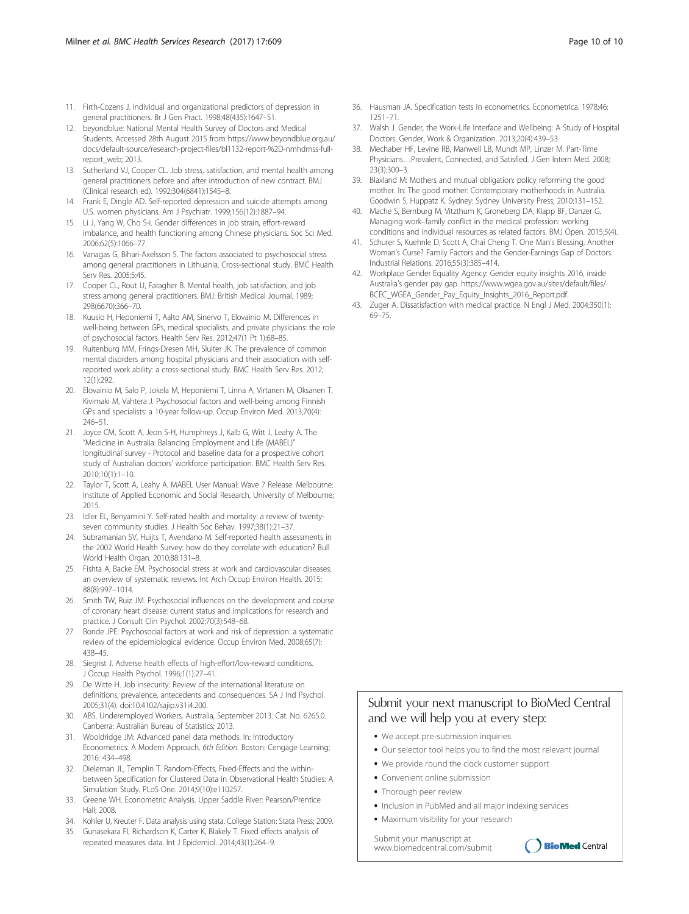11. Firth-Cozens J. Individual and organizational predictors of depression in general practitioners. Br J Gen Pract. 1998;48(435):1647–51.
12. beyondblue: National Mental Health Survey of Doctors and Medical Students. Accessed 28th August 2015 from https://www.beyondblue.org.au/docs/default-source/research-project-files/bl1132-report-%2D-nmhdmss-full-report_web; 2013.
13. Sutherland VJ, Cooper CL. Job stress, satisfaction, and mental health among general practitioners before and after introduction of new contract. BMJ (Clinical research ed). 1992;304(6841):1545–8.
14. Frank E, Dingle AD. Self-reported depression and suicide attempts among U.S. women physicians. Am J Psychiatr. 1999;156(12):1887–94.
15. Li J, Yang W, Cho S-i. Gender differences in job strain, effort-reward imbalance, and health functioning among Chinese physicians. Soc Sci Med. 2006;62(5):1066–77.
16. Vanagas G, Bihari-Axelsson S. The factors associated to psychosocial stress among general practitioners in Lithuania. Cross-sectional study. BMC Health Serv Res. 2005;5:45.
17. Cooper CL, Rout U, Faragher B. Mental health, job satisfaction, and job stress among general practitioners. BMJ: British Medical Journal. 1989; 298(6670):366–70.
18. Kuusio H, Heponiemi T, Aalto AM, Sinervo T, Elovainio M. Differences in well-being between GPs, medical specialists, and private physicians: the role of psychosocial factors. Health Serv Res. 2012;47(1 Pt 1):68–85.
19. Ruitenburg MM, Frings-Dresen MH, Sluiter JK. The prevalence of common mental disorders among hospital physicians and their association with self-reported work ability: a cross-sectional study. BMC Health Serv Res. 2012; 12(1):292.
20. Elovainio M, Salo P, Jokela M, Heponiemi T, Linna A, Virtanen M, Oksanen T, Kivimaki M, Vahtera J. Psychosocial factors and well-being among Finnish GPs and specialists: a 10-year follow-up. Occup Environ Med. 2013;70(4): 246–51.
21. Joyce CM, Scott A, Jeon S-H, Humphreys J, Kalb G, Witt J, Leahy A. The "Medicine in Australia: Balancing Employment and Life (MABEL)" longitudinal survey - Protocol and baseline data for a prospective cohort study of Australian doctors' workforce participation. BMC Health Serv Res. 2010;10(1):1–10.
22. Taylor T, Scott A, Leahy A. MABEL User Manual: Wave 7 Release. Melbourne: Institute of Applied Economic and Social Research, University of Melbourne; 2015.
23. Idler EL, Benyamini Y. Self-rated health and mortality: a review of twenty-seven community studies. J Health Soc Behav. 1997;38(1):21–37.
24. Subramanian SV, Huijts T, Avendano M. Self-reported health assessments in the 2002 World Health Survey: how do they correlate with education? Bull World Health Organ. 2010;88:131–8.
25. Fishta A, Backe EM. Psychosocial stress at work and cardiovascular diseases: an overview of systematic reviews. Int Arch Occup Environ Health. 2015; 88(8):997–1014.
26. Smith TW, Ruiz JM. Psychosocial influences on the development and course of coronary heart disease: current status and implications for research and practice. J Consult Clin Psychol. 2002;70(3):548–68.
27. Bonde JPE. Psychosocial factors at work and risk of depression: a systematic review of the epidemiological evidence. Occup Environ Med. 2008;65(7): 438–45.
28. Siegrist J. Adverse health effects of high-effort/low-reward conditions. J Occup Health Psychol. 1996;1(1):27–41.
29. De Witte H. Job insecurity: Review of the international literature on definitions, prevalence, antecedents and consequences. SA J Ind Psychol. 2005;31(4). doi:10.4102/sajip.v31i4.200.
30. ABS. Underemployed Workers, Australia, September 2013. Cat. No. 6265.0. Canberra: Australian Bureau of Statistics; 2013.
31. Wooldridge JM: Advanced panel data methods. In: Introductory Econometrics: A Modern Approach, *6th Edition*. Boston: Cengage Learning; 2016: 434–498.
32. Dieleman JL, Templin T. Random-Effects, Fixed-Effects and the within-between Specification for Clustered Data in Observational Health Studies: A Simulation Study. PLoS One. 2014;9(10):e110257.
33. Greene WH. Econometric Analysis. Upper Saddle River: Pearson/Prentice Hall; 2008.
34. Kohler U, Kreuter F. Data analysis using stata. College Station: Stata Press; 2009.
35. Gunasekara FI, Richardson K, Carter K, Blakely T. Fixed effects analysis of repeated measures data. Int J Epidemiol. 2014;43(1):264–9.
36. Hausman JA. Specification tests in econometrics. Econometrica. 1978;46: 1251–71.
37. Walsh J. Gender, the Work-Life Interface and Wellbeing: A Study of Hospital Doctors. Gender, Work & Organization. 2013;20(4):439–53.
38. Mechaber HF, Levine RB, Manwell LB, Mundt MP, Linzer M. Part-Time Physicians…Prevalent, Connected, and Satisfied. J Gen Intern Med. 2008; 23(3):300–3.
39. Blaxland M: Mothers and mutual obligation: policy reforming the good mother. In: The good mother: Contemporary motherhoods in Australia. Goodwin S, Huppatz K. Sydney: Sydney University Press; 2010:131–152.
40. Mache S, Bernburg M, Vitzthum K, Groneberg DA, Klapp BF, Danzer G. Managing work–family conflict in the medical profession: working conditions and individual resources as related factors. BMJ Open. 2015;5(4).
41. Schurer S, Kuehnle D, Scott A, Chai Cheng T. One Man's Blessing, Another Woman's Curse? Family Factors and the Gender-Earnings Gap of Doctors. Industrial Relations. 2016;55(3):385–414.
42. Workplace Gender Equality Agency: Gender equity insights 2016, inside Australia's gender pay gap. https://www.wgea.gov.au/sites/default/files/BCEC_WGEA_Gender_Pay_Equity_Insights_2016_Report.pdf.
43. Zuger A. Dissatisfaction with medical practice. N Engl J Med. 2004;350(1): 69–75.

## Submit your next manuscript to BioMed Central and we will help you at every step:

- We accept pre-submission inquiries
- Our selector tool helps you to find the most relevant journal
- We provide round the clock customer support
- Convenient online submission
- Thorough peer review
- Inclusion in PubMed and all major indexing services
- Maximum visibility for your research

Submit your manuscript at
www.biomedcentral.com/submit

BioMed Central